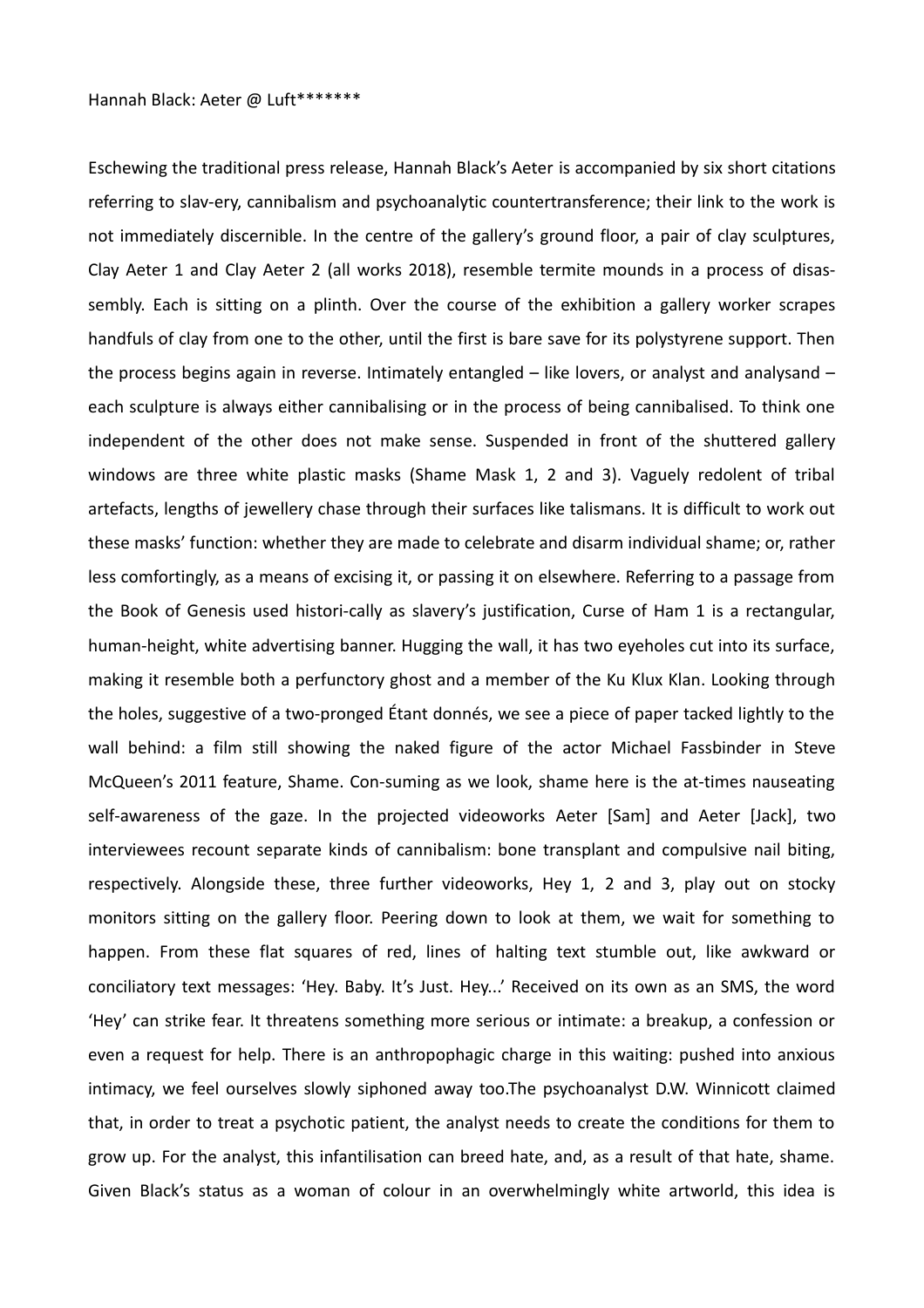Hannah Black: Aeter @ Luft*******

Eschewing the traditional press release, Hannah Black's Aeter is accompanied by six short citations referring to slav-ery, cannibalism and psychoanalytic countertransference; their link to the work is not immediately discernible. In the centre of the gallery's ground floor, a pair of clay sculptures, Clay Aeter 1 and Clay Aeter 2 (all works 2018), resemble termite mounds in a process of disas-sembly. Each is sitting on a plinth. Over the course of the exhibition a gallery worker scrapes handfuls of clay from one to the other, until the first is bare save for its polystyrene support. Then the process begins again in reverse. Intimately entangled – like lovers, or analyst and analysand – each sculpture is always either cannibalising or in the process of being cannibalised. To think one independent of the other does not make sense. Suspended in front of the shuttered gallery windows are three white plastic masks (Shame Mask 1, 2 and 3). Vaguely redolent of tribal artefacts, lengths of jewellery chase through their surfaces like talismans. It is difficult to work out these masks' function: whether they are made to celebrate and disarm individual shame; or, rather less comfortingly, as a means of excising it, or passing it on elsewhere. Referring to a passage from the Book of Genesis used histori-cally as slavery's justification, Curse of Ham 1 is a rectangular, human-height, white advertising banner. Hugging the wall, it has two eyeholes cut into its surface, making it resemble both a perfunctory ghost and a member of the Ku Klux Klan. Looking through the holes, suggestive of a two-pronged Étant donnés, we see a piece of paper tacked lightly to the wall behind: a film still showing the naked figure of the actor Michael Fassbinder in Steve McQueen's 2011 feature, Shame. Con-suming as we look, shame here is the at-times nauseating self-awareness of the gaze. In the projected videoworks Aeter [Sam] and Aeter [Jack], two interviewees recount separate kinds of cannibalism: bone transplant and compulsive nail biting, respectively. Alongside these, three further videoworks, Hey 1, 2 and 3, play out on stocky monitors sitting on the gallery floor. Peering down to look at them, we wait for something to happen. From these flat squares of red, lines of halting text stumble out, like awkward or conciliatory text messages: 'Hey. Baby. It's Just. Hey...' Received on its own as an SMS, the word 'Hey' can strike fear. It threatens something more serious or intimate: a breakup, a confession or even a request for help. There is an anthropophagic charge in this waiting: pushed into anxious intimacy, we feel ourselves slowly siphoned away too.The psychoanalyst D.W. Winnicott claimed that, in order to treat a psychotic patient, the analyst needs to create the conditions for them to grow up. For the analyst, this infantilisation can breed hate, and, as a result of that hate, shame. Given Black's status as a woman of colour in an overwhelmingly white artworld, this idea is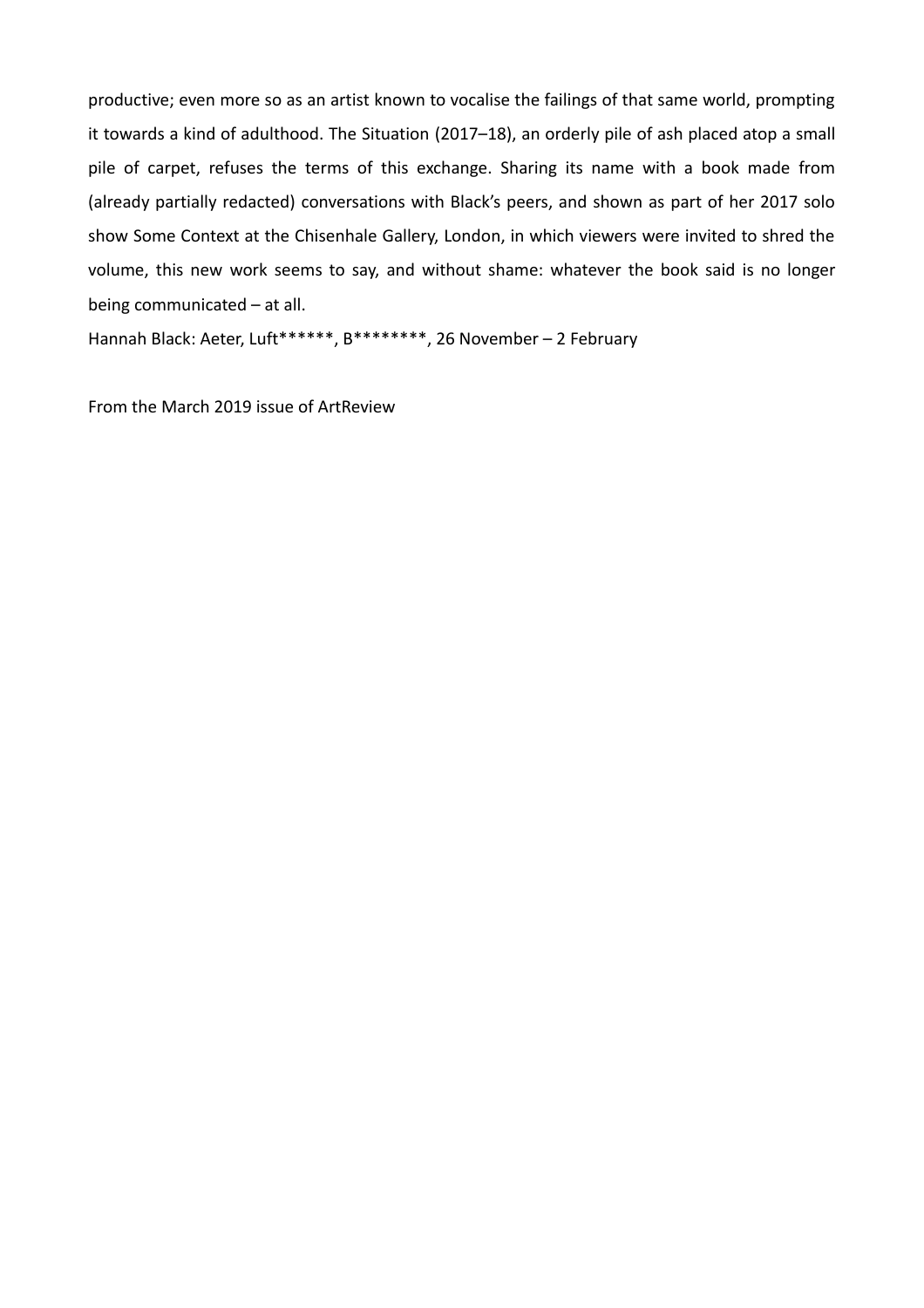productive; even more so as an artist known to vocalise the failings of that same world, prompting it towards a kind of adulthood. The Situation (2017–18), an orderly pile of ash placed atop a small pile of carpet, refuses the terms of this exchange. Sharing its name with a book made from (already partially redacted) conversations with Black's peers, and shown as part of her 2017 solo show Some Context at the Chisenhale Gallery, London, in which viewers were invited to shred the volume, this new work seems to say, and without shame: whatever the book said is no longer being communicated – at all.

Hannah Black: Aeter, Luft******, B********, 26 November – 2 February

From the March 2019 issue of ArtReview